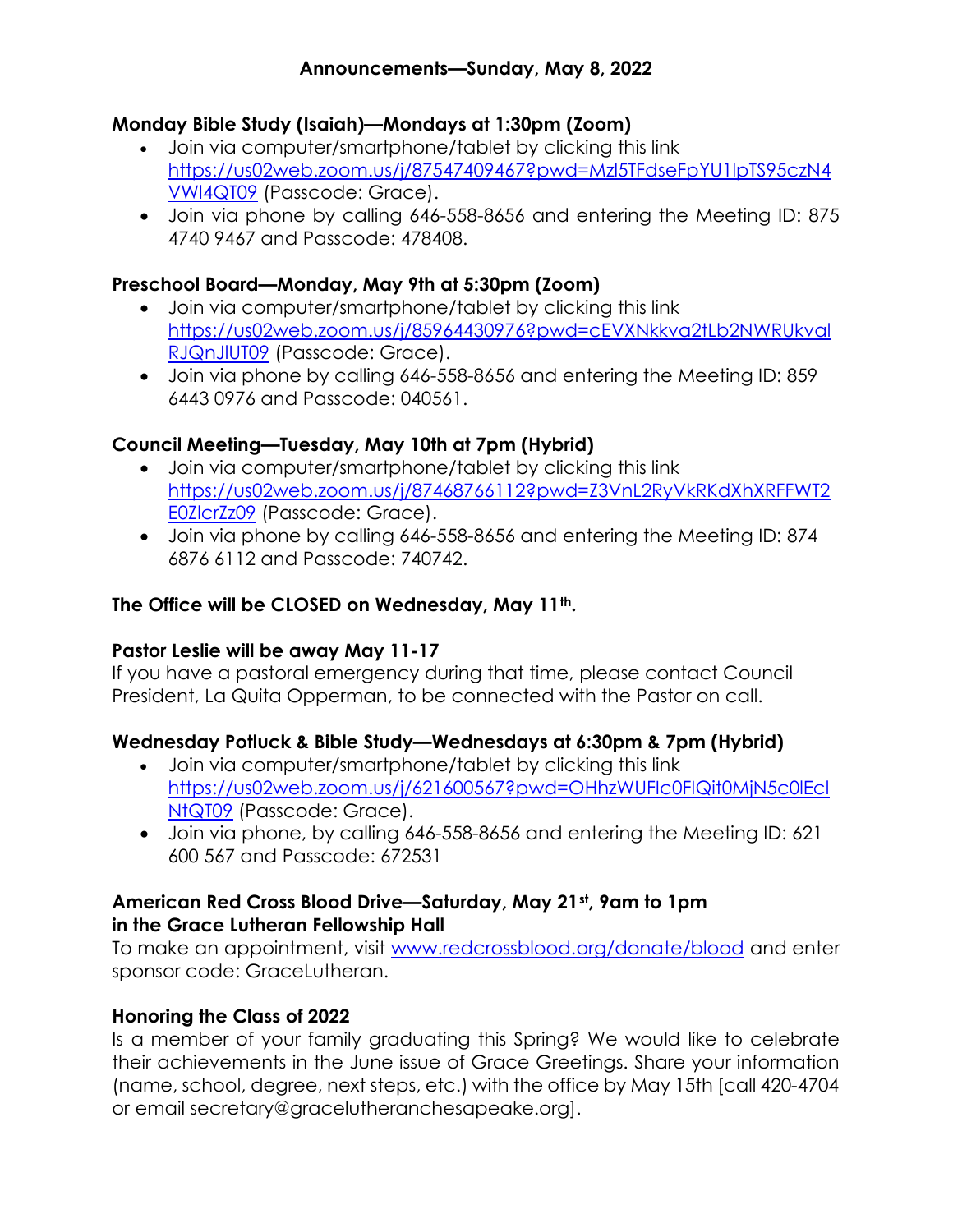## Announcements—Sunday, May 8, 2022

### Monday Bible Study (Isaiah)—Mondays at 1:30pm (Zoom)

- Join via computer/smartphone/tablet by clicking this link https://us02web.zoom.us/j/87547409467?pwd=Mzl5TFdseFpYU1lpTS95czN4VWl4QT09 (Passcode: Grace).
- Join via phone by calling 646-558-8656 and entering the Meeting ID: 875 4740 9467 and Passcode: 478408.

### Preschool Board—Monday, May 9th at 5:30pm (Zoom)

- Join via computer/smartphone/tablet by clicking this link https://us02web.zoom.us/j/85964430976?pwd=cEVXNkkva2tLb2NWRUkvalRJQnJlUT09 (Passcode: Grace).
- Join via phone by calling 646-558-8656 and entering the Meeting ID: 859 6443 0976 and Passcode: 040561.

### Council Meeting—Tuesday, May 10th at 7pm (Hybrid)

- Join via computer/smartphone/tablet by clicking this link https://us02web.zoom.us/j/87468766112?pwd=Z3VnL2RyVkRKdXhXRFFWT2E0ZlcrZz09 (Passcode: Grace).
- Join via phone by calling 646-558-8656 and entering the Meeting ID: 874 6876 6112 and Passcode: 740742.

### The Office will be CLOSED on Wednesday, May 11th.

### Pastor Leslie will be away May 11-17

If you have a pastoral emergency during that time, please contact Council President, La Quita Opperman, to be connected with the Pastor on call.

### Wednesday Potluck & Bible Study—Wednesdays at 6:30pm & 7pm (Hybrid)

- Join via computer/smartphone/tablet by clicking this link https://us02web.zoom.us/j/621600567?pwd=OHhzWUFIc0FIQit0MjN5c0lEclNtQT09 (Passcode: Grace).
- Join via phone, by calling 646-558-8656 and entering the Meeting ID: 621 600 567 and Passcode: 672531

### American Red Cross Blood Drive—Saturday, May 21st, 9am to 1pm in the Grace Lutheran Fellowship Hall

To make an appointment, visit www.redcrossblood.org/donate/blood and enter sponsor code: GraceLutheran.

### Honoring the Class of 2022

Is a member of your family graduating this Spring? We would like to celebrate their achievements in the June issue of Grace Greetings. Share your information (name, school, degree, next steps, etc.) with the office by May 15th [call 420-4704 or email secretary@gracelutheranchesapeake.org].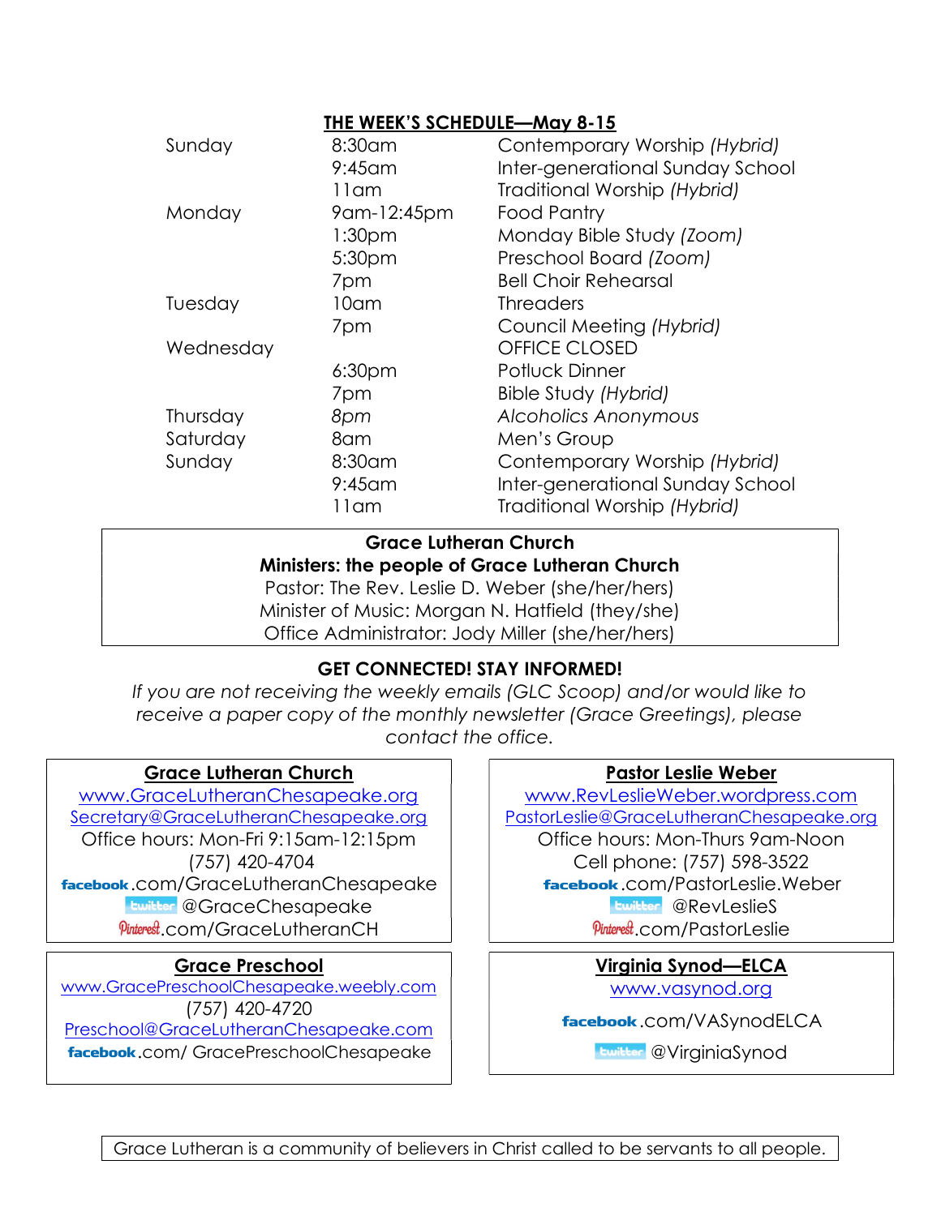## THE WEEK'S SCHEDULE—May 8-15

| | | |
|---|---|---|
| Sunday | 8:30am | Contemporary Worship *(Hybrid)* |
| | 9:45am | Inter-generational Sunday School |
| | 11am | Traditional Worship *(Hybrid)* |
| Monday | 9am-12:45pm | Food Pantry |
| | 1:30pm | Monday Bible Study *(Zoom)* |
| | 5:30pm | Preschool Board *(Zoom)* |
| | 7pm | Bell Choir Rehearsal |
| Tuesday | 10am | Threaders |
| | 7pm | Council Meeting *(Hybrid)* |
| Wednesday | | OFFICE CLOSED |
| | 6:30pm | Potluck Dinner |
| | 7pm | Bible Study *(Hybrid)* |
| Thursday | *8pm* | *Alcoholics Anonymous* |
| Saturday | 8am | Men's Group |
| Sunday | 8:30am | Contemporary Worship *(Hybrid)* |
| | 9:45am | Inter-generational Sunday School |
| | 11am | Traditional Worship *(Hybrid)* |

**Grace Lutheran Church**
**Ministers: the people of Grace Lutheran Church**
Pastor: The Rev. Leslie D. Weber (she/her/hers)
Minister of Music: Morgan N. Hatfield (they/she)
Office Administrator: Jody Miller (she/her/hers)

**GET CONNECTED! STAY INFORMED!**

*If you are not receiving the weekly emails (GLC Scoop) and/or would like to receive a paper copy of the monthly newsletter (Grace Greetings), please contact the office.*

**Grace Lutheran Church**
www.GraceLutheranChesapeake.org
Secretary@GraceLutheranChesapeake.org
Office hours: Mon-Fri 9:15am-12:15pm
(757) 420-4704
facebook.com/GraceLutheranChesapeake
twitter @GraceChesapeake
Pinterest.com/GraceLutheranCH

**Pastor Leslie Weber**
www.RevLeslieWeber.wordpress.com
PastorLeslie@GraceLutheranChesapeake.org
Office hours: Mon-Thurs 9am-Noon
Cell phone: (757) 598-3522
facebook.com/PastorLeslie.Weber
twitter @RevLeslieS
Pinterest.com/PastorLeslie

**Grace Preschool**
www.GracePreschoolChesapeake.weebly.com
(757) 420-4720
Preschool@GraceLutheranChesapeake.com
facebook.com/ GracePreschoolChesapeake

**Virginia Synod—ELCA**
www.vasynod.org
facebook.com/VASynodELCA
twitter @VirginiaSynod

Grace Lutheran is a community of believers in Christ called to be servants to all people.